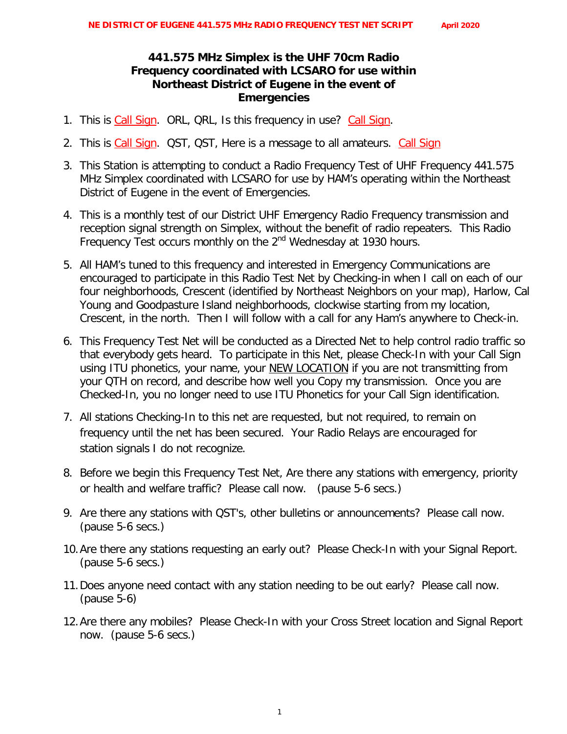# 441.575 MHz Simplex is the UHF 70cm Radio Frequency coordinated with LCSARO for use within Northeast District of Eugene in the event of Emergencies

1. This is Call Sign. ORL, QRL, Is this frequency in use? Call Sign.
2. This is Call Sign. QST, QST, Here is a message to all amateurs. Call Sign
3. This Station is attempting to conduct a Radio Frequency Test of UHF Frequency 441.575 MHz Simplex coordinated with LCSARO for use by HAM's operating within the Northeast District of Eugene in the event of Emergencies.
4. This is a monthly test of our District UHF Emergency Radio Frequency transmission and reception signal strength on Simplex, without the benefit of radio repeaters. This Radio Frequency Test occurs monthly on the 2nd Wednesday at 1930 hours.
5. All HAM's tuned to this frequency and interested in Emergency Communications are encouraged to participate in this Radio Test Net by Checking-in when I call on each of our four neighborhoods, Crescent (identified by Northeast Neighbors on your map), Harlow, Cal Young and Goodpasture Island neighborhoods, clockwise starting from my location, Crescent, in the north. Then I will follow with a call for any Ham's anywhere to Check-in.
6. This Frequency Test Net will be conducted as a Directed Net to help control radio traffic so that everybody gets heard. To participate in this Net, please Check-In with your Call Sign using ITU phonetics, your name, your NEW LOCATION if you are not transmitting from your QTH on record, and describe how well you Copy my transmission. Once you are Checked-In, you no longer need to use ITU Phonetics for your Call Sign identification.
7. All stations Checking-In to this net are requested, but not required, to remain on frequency until the net has been secured. Your Radio Relays are encouraged for station signals I do not recognize.
8. Before we begin this Frequency Test Net, Are there any stations with emergency, priority or health and welfare traffic? Please call now. (pause 5-6 secs.)
9. Are there any stations with QST's, other bulletins or announcements? Please call now. (pause 5-6 secs.)
10. Are there any stations requesting an early out? Please Check-In with your Signal Report. (pause 5-6 secs.)
11. Does anyone need contact with any station needing to be out early? Please call now. (pause 5-6)
12. Are there any mobiles? Please Check-In with your Cross Street location and Signal Report now. (pause 5-6 secs.)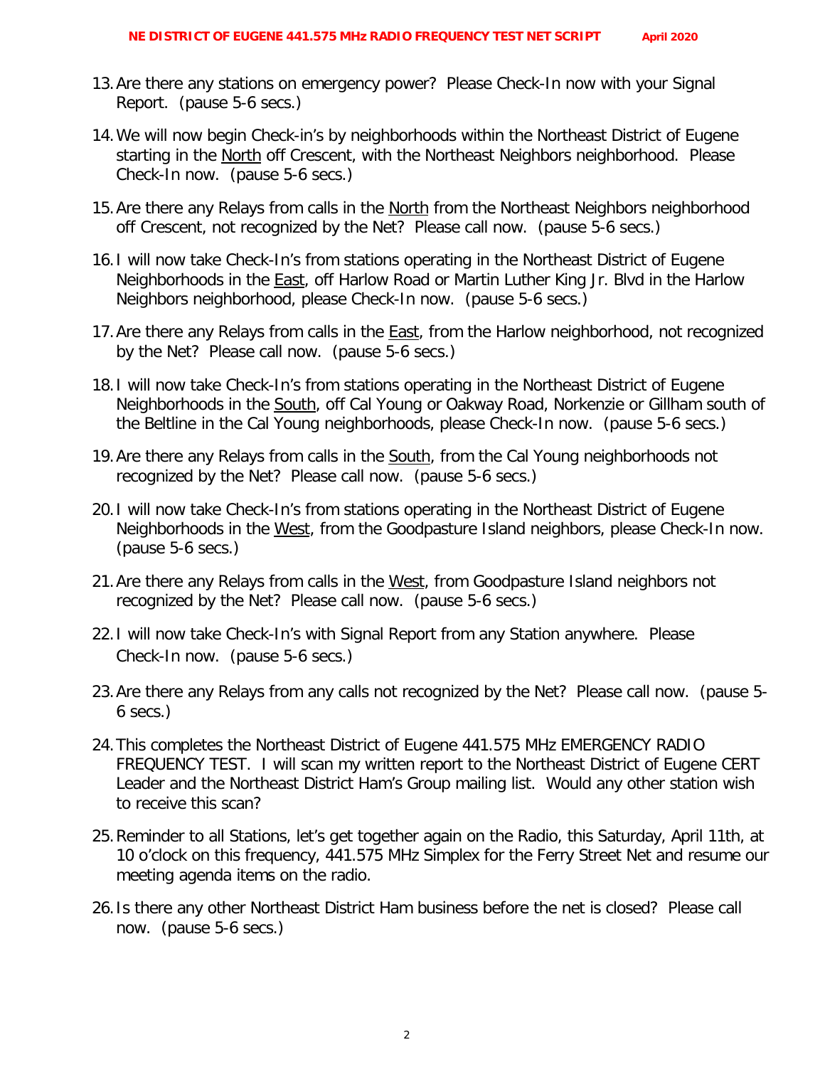13. Are there any stations on emergency power? Please Check-In now with your Signal Report. (pause 5-6 secs.)

14. We will now begin Check-in's by neighborhoods within the Northeast District of Eugene starting in the <u>North</u> off Crescent, with the Northeast Neighbors neighborhood. Please Check-In now. (pause 5-6 secs.)

15. Are there any Relays from calls in the <u>North</u> from the Northeast Neighbors neighborhood off Crescent, not recognized by the Net? Please call now. (pause 5-6 secs.)

16. I will now take Check-In's from stations operating in the Northeast District of Eugene Neighborhoods in the <u>East</u>, off Harlow Road or Martin Luther King Jr. Blvd in the Harlow Neighbors neighborhood, please Check-In now. (pause 5-6 secs.)

17. Are there any Relays from calls in the <u>East</u>, from the Harlow neighborhood, not recognized by the Net? Please call now. (pause 5-6 secs.)

18. I will now take Check-In's from stations operating in the Northeast District of Eugene Neighborhoods in the <u>South</u>, off Cal Young or Oakway Road, Norkenzie or Gillham south of the Beltline in the Cal Young neighborhoods, please Check-In now. (pause 5-6 secs.)

19. Are there any Relays from calls in the <u>South</u>, from the Cal Young neighborhoods not recognized by the Net? Please call now. (pause 5-6 secs.)

20. I will now take Check-In's from stations operating in the Northeast District of Eugene Neighborhoods in the <u>West</u>, from the Goodpasture Island neighbors, please Check-In now. (pause 5-6 secs.)

21. Are there any Relays from calls in the <u>West</u>, from Goodpasture Island neighbors not recognized by the Net? Please call now. (pause 5-6 secs.)

22. I will now take Check-In's with Signal Report from any Station anywhere. Please Check-In now. (pause 5-6 secs.)

23. Are there any Relays from any calls not recognized by the Net? Please call now. (pause 5-6 secs.)

24. This completes the Northeast District of Eugene 441.575 MHz EMERGENCY RADIO FREQUENCY TEST. I will scan my written report to the Northeast District of Eugene CERT Leader and the Northeast District Ham's Group mailing list. Would any other station wish to receive this scan?

25. Reminder to all Stations, let's get together again on the Radio, this Saturday, April 11th, at 10 o'clock on this frequency, 441.575 MHz Simplex for the Ferry Street Net and resume our meeting agenda items on the radio.

26. Is there any other Northeast District Ham business before the net is closed? Please call now. (pause 5-6 secs.)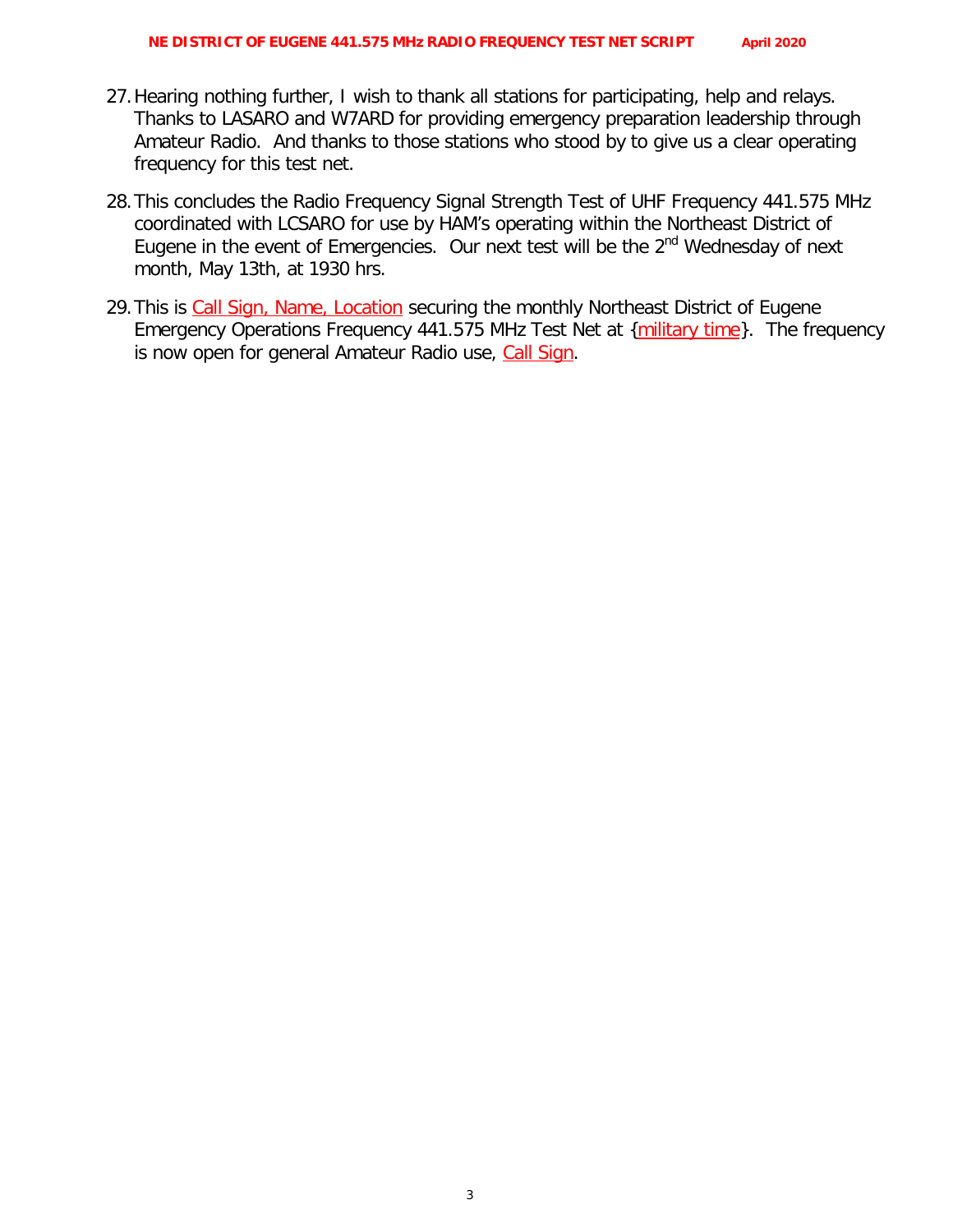27. Hearing nothing further, I wish to thank all stations for participating, help and relays. Thanks to LASARO and W7ARD for providing emergency preparation leadership through Amateur Radio. And thanks to those stations who stood by to give us a clear operating frequency for this test net.

28. This concludes the Radio Frequency Signal Strength Test of UHF Frequency 441.575 MHz coordinated with LCSARO for use by HAM's operating within the Northeast District of Eugene in the event of Emergencies. Our next test will be the 2nd Wednesday of next month, May 13th, at 1930 hrs.

29. This is Call Sign, Name, Location securing the monthly Northeast District of Eugene Emergency Operations Frequency 441.575 MHz Test Net at {military time}. The frequency is now open for general Amateur Radio use, Call Sign.